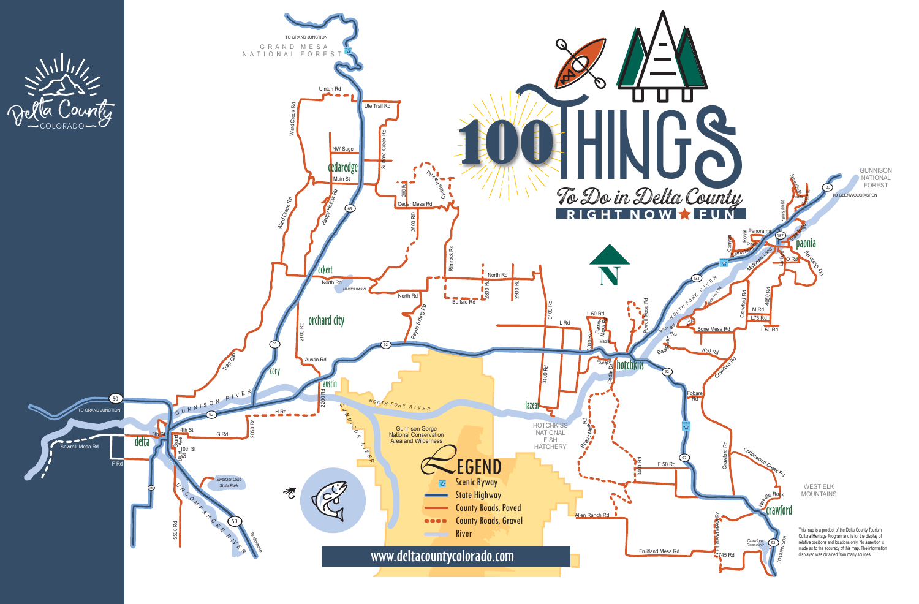# Delta County COLORADO

# 100 THINGS To Do in Delta County

RIGHT NOW ★ FUN

## LEGEND

- Scenic Byway
- State Highway
- County Roads, Paved
- County Roads, Gravel
- River

www.deltacountycolorado.com

This map is a product of the Delta County Tourism Cultural Heritage Program and is for the display of relative positions and locations only. No assertion is made as to the accuracy of this map. The information displayed was obtained from many sources.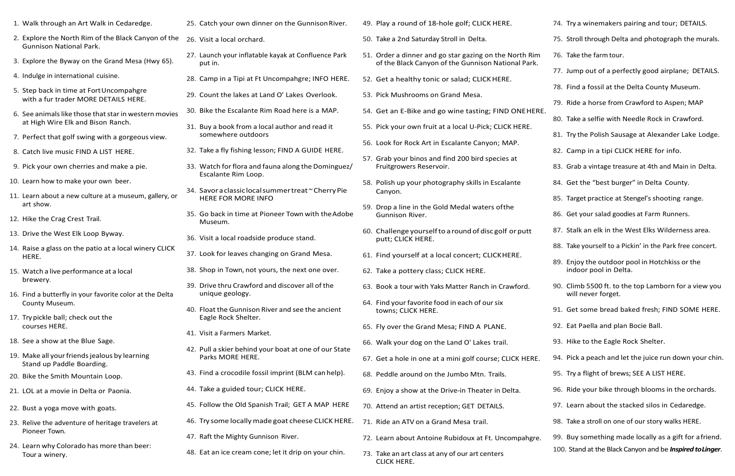1. Walk through an Art Walk in Cedaredge.
2. Explore the North Rim of the Black Canyon of the Gunnison National Park.
3. Explore the Byway on the Grand Mesa (Hwy 65).
4. Indulge in international cuisine.
5. Step back in time at Fort Uncompahgre with a fur trader MORE DETAILS HERE.
6. See animals like those that star in western movies at High Wire Elk and Bison Ranch.
7. Perfect that golf swing with a gorgeous view.
8. Catch live music FIND A LIST HERE.
9. Pick your own cherries and make a pie.
10. Learn how to make your own beer.
11. Learn about a new culture at a museum, gallery, or art show.
12. Hike the Crag Crest Trail.
13. Drive the West Elk Loop Byway.
14. Raise a glass on the patio at a local winery CLICK HERE.
15. Watch a live performance at a local brewery.
16. Find a butterfly in your favorite color at the Delta County Museum.
17. Try pickle ball; check out the courses HERE.
18. See a show at the Blue Sage.
19. Make all your friends jealous by learning Stand up Paddle Boarding.
20. Bike the Smith Mountain Loop.
21. LOL at a movie in Delta or Paonia.
22. Bust a yoga move with goats.
23. Relive the adventure of heritage travelers at Pioneer Town.
24. Learn why Colorado has more than beer: Tour a winery.
25. Catch your own dinner on the Gunnison River.
26. Visit a local orchard.
27. Launch your inflatable kayak at Confluence Park put in.
28. Camp in a Tipi at Ft Uncompahgre; INFO HERE.
29. Count the lakes at Land O' Lakes Overlook.
30. Bike the Escalante Rim Road here is a MAP.
31. Buy a book from a local author and read it somewhere outdoors
32. Take a fly fishing lesson; FIND A GUIDE HERE.
33. Watch for flora and fauna along the Dominguez/ Escalante Rim Loop.
34. Savor a classic local summer treat ~ Cherry Pie HERE FOR MORE INFO
35. Go back in time at Pioneer Town with the Adobe Museum.
36. Visit a local roadside produce stand.
37. Look for leaves changing on Grand Mesa.
38. Shop in Town, not yours, the next one over.
39. Drive thru Crawford and discover all of the unique geology.
40. Float the Gunnison River and see the ancient Eagle Rock Shelter.
41. Visit a Farmers Market.
42. Pull a skier behind your boat at one of our State Parks MORE HERE.
43. Find a crocodile fossil imprint (BLM can help).
44. Take a guided tour; CLICK HERE.
45. Follow the Old Spanish Trail; GET A MAP HERE
46. Try some locally made goat cheese CLICK HERE.
47. Raft the Mighty Gunnison River.
48. Eat an ice cream cone; let it drip on your chin.
49. Play a round of 18-hole golf; CLICK HERE.
50. Take a 2nd Saturday Stroll in Delta.
51. Order a dinner and go star gazing on the North Rim of the Black Canyon of the Gunnison National Park.
52. Get a healthy tonic or salad; CLICK HERE.
53. Pick Mushrooms on Grand Mesa.
54. Get an E-Bike and go wine tasting; FIND ONE HERE.
55. Pick your own fruit at a local U-Pick; CLICK HERE.
56. Look for Rock Art in Escalante Canyon; MAP.
57. Grab your binos and find 200 bird species at Fruitgrowers Reservoir.
58. Polish up your photography skills in Escalante Canyon.
59. Drop a line in the Gold Medal waters of the Gunnison River.
60. Challenge yourself to a round of disc golf or putt putt; CLICK HERE.
61. Find yourself at a local concert; CLICK HERE.
62. Take a pottery class; CLICK HERE.
63. Book a tour with Yaks Matter Ranch in Crawford.
64. Find your favorite food in each of our six towns; CLICK HERE.
65. Fly over the Grand Mesa; FIND A PLANE.
66. Walk your dog on the Land O' Lakes trail.
67. Get a hole in one at a mini golf course; CLICK HERE.
68. Peddle around on the Jumbo Mtn. Trails.
69. Enjoy a show at the Drive-in Theater in Delta.
70. Attend an artist reception; GET DETAILS.
71. Ride an ATV on a Grand Mesa trail.
72. Learn about Antoine Rubidoux at Ft. Uncompahgre.
73. Take an art class at any of our art centers CLICK HERE.
74. Try a winemakers pairing and tour; DETAILS.
75. Stroll through Delta and photograph the murals.
76. Take the farm tour.
77. Jump out of a perfectly good airplane; DETAILS.
78. Find a fossil at the Delta County Museum.
79. Ride a horse from Crawford to Aspen; MAP
80. Take a selfie with Needle Rock in Crawford.
81. Try the Polish Sausage at Alexander Lake Lodge.
82. Camp in a tipi CLICK HERE for info.
83. Grab a vintage treasure at 4th and Main in Delta.
84. Get the "best burger" in Delta County.
85. Target practice at Stengel's shooting range.
86. Get your salad goodies at Farm Runners.
87. Stalk an elk in the West Elks Wilderness area.
88. Take yourself to a Pickin' in the Park free concert.
89. Enjoy the outdoor pool in Hotchkiss or the indoor pool in Delta.
90. Climb 5500 ft. to the top Lamborn for a view you will never forget.
91. Get some bread baked fresh; FIND SOME HERE.
92. Eat Paella and plan Bocie Ball.
93. Hike to the Eagle Rock Shelter.
94. Pick a peach and let the juice run down your chin.
95. Try a flight of brews; SEE A LIST HERE.
96. Ride your bike through blooms in the orchards.
97. Learn about the stacked silos in Cedaredge.
98. Take a stroll on one of our story walks HERE.
99. Buy something made locally as a gift for a friend.
100. Stand at the Black Canyon and be ***Inspired to Linger***.